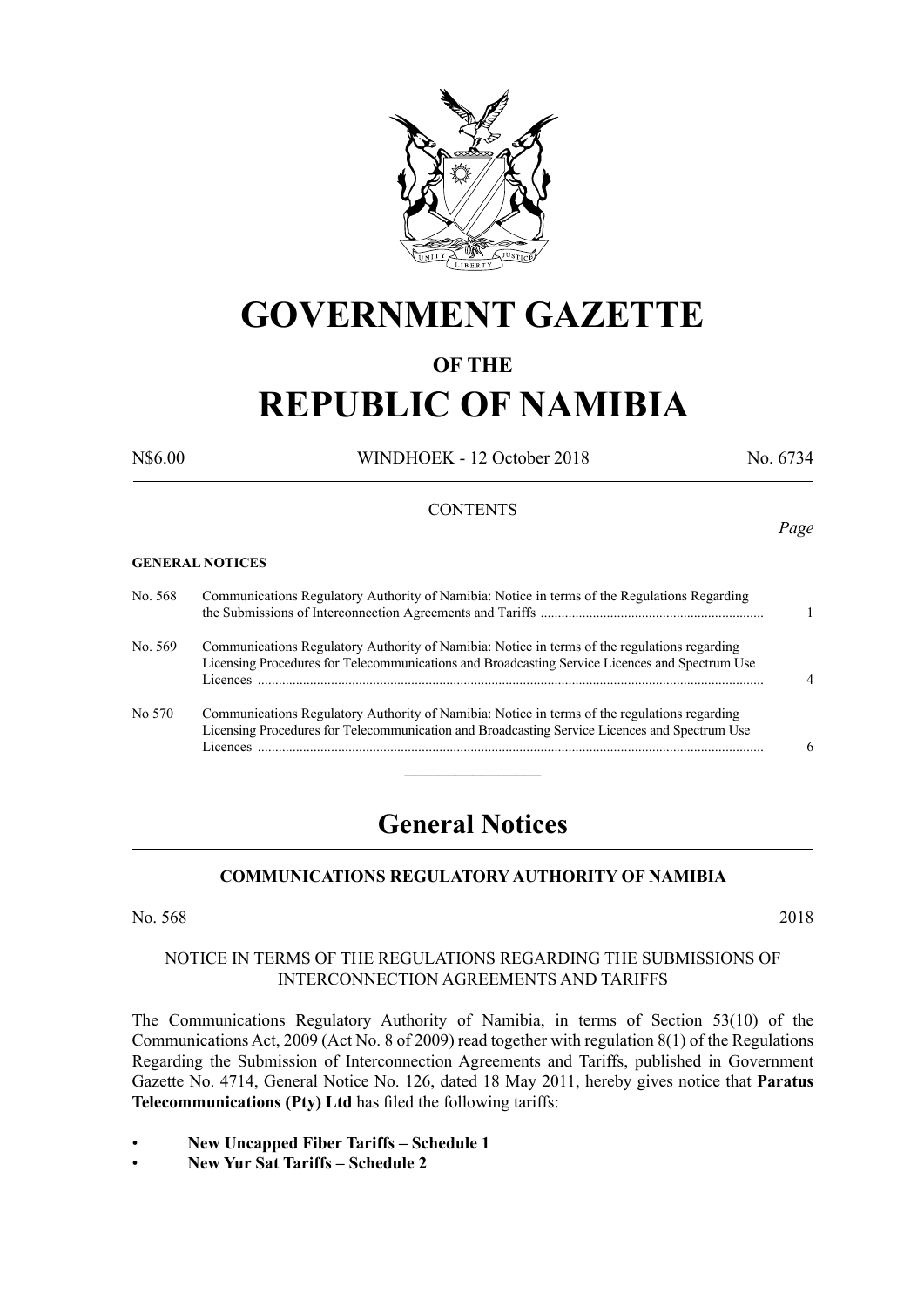# GOVERNMENT GAZETTE

## OF THE

# REPUBLIC OF NAMIBIA

N$6.00 WINDHOEK - 12 October 2018 No. 6734

CONTENTS

*Page*

**GENERAL NOTICES**

| | | |
|---|---|---|
| No. 568 | Communications Regulatory Authority of Namibia: Notice in terms of the Regulations Regarding the Submissions of Interconnection Agreements and Tariffs | 1 |
| No. 569 | Communications Regulatory Authority of Namibia: Notice in terms of the regulations regarding Licensing Procedures for Telecommunications and Broadcasting Service Licences and Spectrum Use Licences | 4 |
| No 570 | Communications Regulatory Authority of Namibia: Notice in terms of the regulations regarding Licensing Procedures for Telecommunication and Broadcasting Service Licences and Spectrum Use Licences | 6 |

# General Notices

### COMMUNICATIONS REGULATORY AUTHORITY OF NAMIBIA

No. 568 2018

NOTICE IN TERMS OF THE REGULATIONS REGARDING THE SUBMISSIONS OF INTERCONNECTION AGREEMENTS AND TARIFFS

The Communications Regulatory Authority of Namibia, in terms of Section 53(10) of the Communications Act, 2009 (Act No. 8 of 2009) read together with regulation 8(1) of the Regulations Regarding the Submission of Interconnection Agreements and Tariffs, published in Government Gazette No. 4714, General Notice No. 126, dated 18 May 2011, hereby gives notice that **Paratus Telecommunications (Pty) Ltd** has filed the following tariffs:

- **New Uncapped Fiber Tariffs – Schedule 1**
- **New Yur Sat Tariffs – Schedule 2**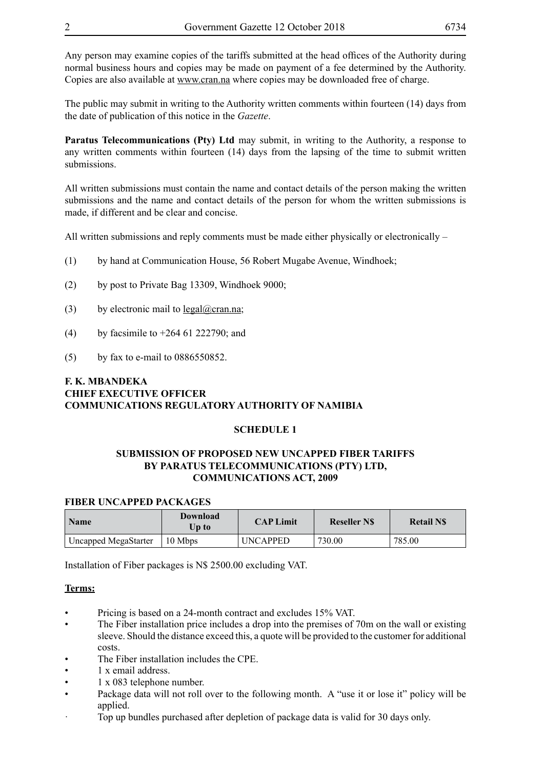Any person may examine copies of the tariffs submitted at the head offices of the Authority during normal business hours and copies may be made on payment of a fee determined by the Authority. Copies are also available at www.cran.na where copies may be downloaded free of charge.

The public may submit in writing to the Authority written comments within fourteen (14) days from the date of publication of this notice in the *Gazette*.

**Paratus Telecommunications (Pty) Ltd** may submit, in writing to the Authority, a response to any written comments within fourteen (14) days from the lapsing of the time to submit written submissions.

All written submissions must contain the name and contact details of the person making the written submissions and the name and contact details of the person for whom the written submissions is made, if different and be clear and concise.

All written submissions and reply comments must be made either physically or electronically –

(1) by hand at Communication House, 56 Robert Mugabe Avenue, Windhoek;

(2) by post to Private Bag 13309, Windhoek 9000;

(3) by electronic mail to legal@cran.na;

(4) by facsimile to +264 61 222790; and

(5) by fax to e-mail to 0886550852.

**F. K. MBANDEKA**
**CHIEF EXECUTIVE OFFICER**
**COMMUNICATIONS REGULATORY AUTHORITY OF NAMIBIA**

## SCHEDULE 1

### SUBMISSION OF PROPOSED NEW UNCAPPED FIBER TARIFFS BY PARATUS TELECOMMUNICATIONS (PTY) LTD, COMMUNICATIONS ACT, 2009

**FIBER UNCAPPED PACKAGES**

| Name | Download Up to | CAP Limit | Reseller N$ | Retail N$ |
|---|---|---|---|---|
| Uncapped MegaStarter | 10 Mbps | UNCAPPED | 730.00 | 785.00 |

Installation of Fiber packages is N$ 2500.00 excluding VAT.

**Terms:**

- Pricing is based on a 24-month contract and excludes 15% VAT.
- The Fiber installation price includes a drop into the premises of 70m on the wall or existing sleeve. Should the distance exceed this, a quote will be provided to the customer for additional costs.
- The Fiber installation includes the CPE.
- 1 x email address.
- 1 x 083 telephone number.
- Package data will not roll over to the following month. A "use it or lose it" policy will be applied.
- Top up bundles purchased after depletion of package data is valid for 30 days only.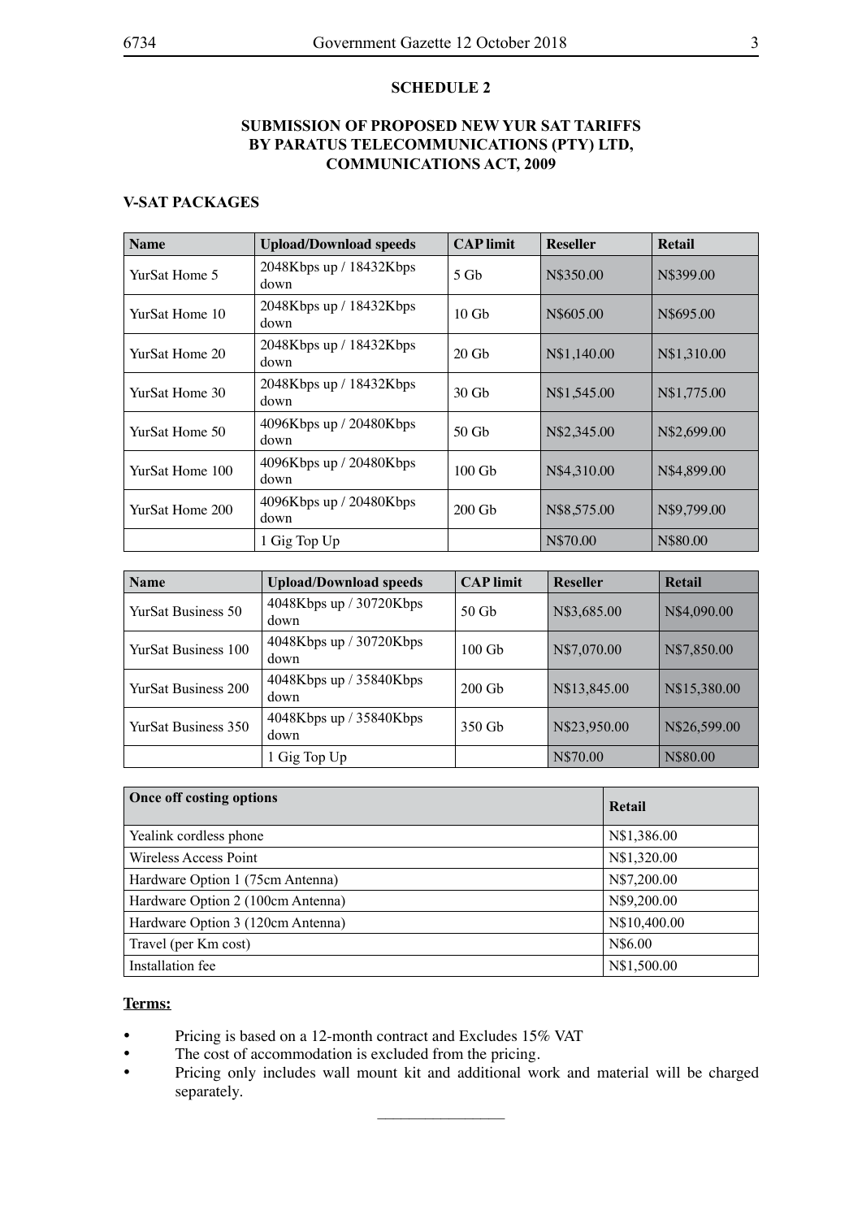**SCHEDULE 2**

**SUBMISSION OF PROPOSED NEW YUR SAT TARIFFS BY PARATUS TELECOMMUNICATIONS (PTY) LTD, COMMUNICATIONS ACT, 2009**

**V-SAT PACKAGES**

| Name | Upload/Download speeds | CAP limit | Reseller | Retail |
|---|---|---|---|---|
| YurSat Home 5 | 2048Kbps up / 18432Kbps down | 5 Gb | N$350.00 | N$399.00 |
| YurSat Home 10 | 2048Kbps up / 18432Kbps down | 10 Gb | N$605.00 | N$695.00 |
| YurSat Home 20 | 2048Kbps up / 18432Kbps down | 20 Gb | N$1,140.00 | N$1,310.00 |
| YurSat Home 30 | 2048Kbps up / 18432Kbps down | 30 Gb | N$1,545.00 | N$1,775.00 |
| YurSat Home 50 | 4096Kbps up / 20480Kbps down | 50 Gb | N$2,345.00 | N$2,699.00 |
| YurSat Home 100 | 4096Kbps up / 20480Kbps down | 100 Gb | N$4,310.00 | N$4,899.00 |
| YurSat Home 200 | 4096Kbps up / 20480Kbps down | 200 Gb | N$8,575.00 | N$9,799.00 |
| | 1 Gig Top Up | | N$70.00 | N$80.00 |

| Name | Upload/Download speeds | CAP limit | Reseller | Retail |
|---|---|---|---|---|
| YurSat Business 50 | 4048Kbps up / 30720Kbps down | 50 Gb | N$3,685.00 | N$4,090.00 |
| YurSat Business 100 | 4048Kbps up / 30720Kbps down | 100 Gb | N$7,070.00 | N$7,850.00 |
| YurSat Business 200 | 4048Kbps up / 35840Kbps down | 200 Gb | N$13,845.00 | N$15,380.00 |
| YurSat Business 350 | 4048Kbps up / 35840Kbps down | 350 Gb | N$23,950.00 | N$26,599.00 |
| | 1 Gig Top Up | | N$70.00 | N$80.00 |

| Once off costing options | Retail |
|---|---|
| Yealink cordless phone | N$1,386.00 |
| Wireless Access Point | N$1,320.00 |
| Hardware Option 1 (75cm Antenna) | N$7,200.00 |
| Hardware Option 2 (100cm Antenna) | N$9,200.00 |
| Hardware Option 3 (120cm Antenna) | N$10,400.00 |
| Travel (per Km cost) | N$6.00 |
| Installation fee | N$1,500.00 |

**Terms:**

- Pricing is based on a 12-month contract and Excludes 15% VAT
- The cost of accommodation is excluded from the pricing.
- Pricing only includes wall mount kit and additional work and material will be charged separately.

________________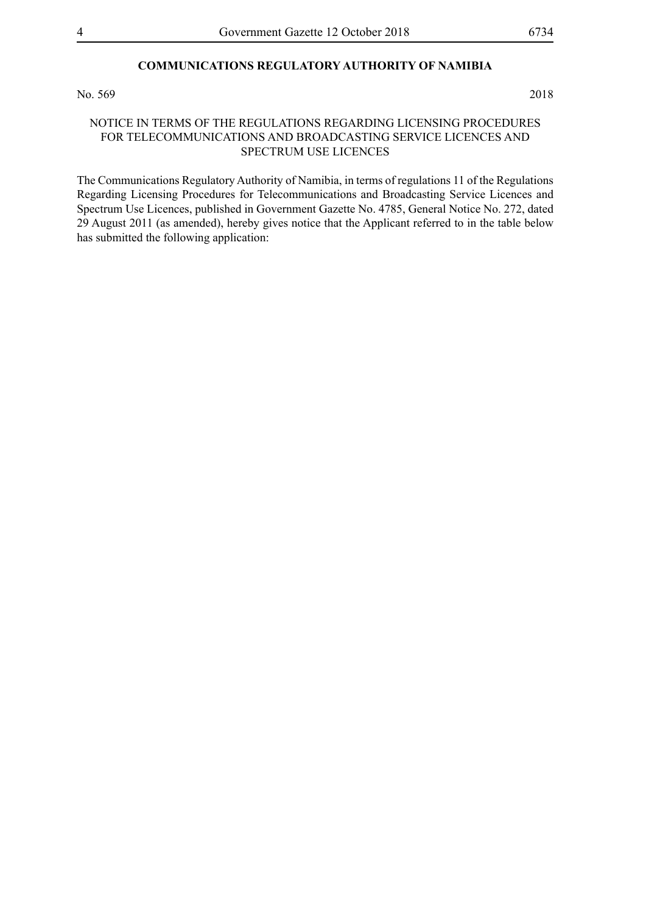## COMMUNICATIONS REGULATORY AUTHORITY OF NAMIBIA

No. 569 2018

NOTICE IN TERMS OF THE REGULATIONS REGARDING LICENSING PROCEDURES FOR TELECOMMUNICATIONS AND BROADCASTING SERVICE LICENCES AND SPECTRUM USE LICENCES

The Communications Regulatory Authority of Namibia, in terms of regulations 11 of the Regulations Regarding Licensing Procedures for Telecommunications and Broadcasting Service Licences and Spectrum Use Licences, published in Government Gazette No. 4785, General Notice No. 272, dated 29 August 2011 (as amended), hereby gives notice that the Applicant referred to in the table below has submitted the following application: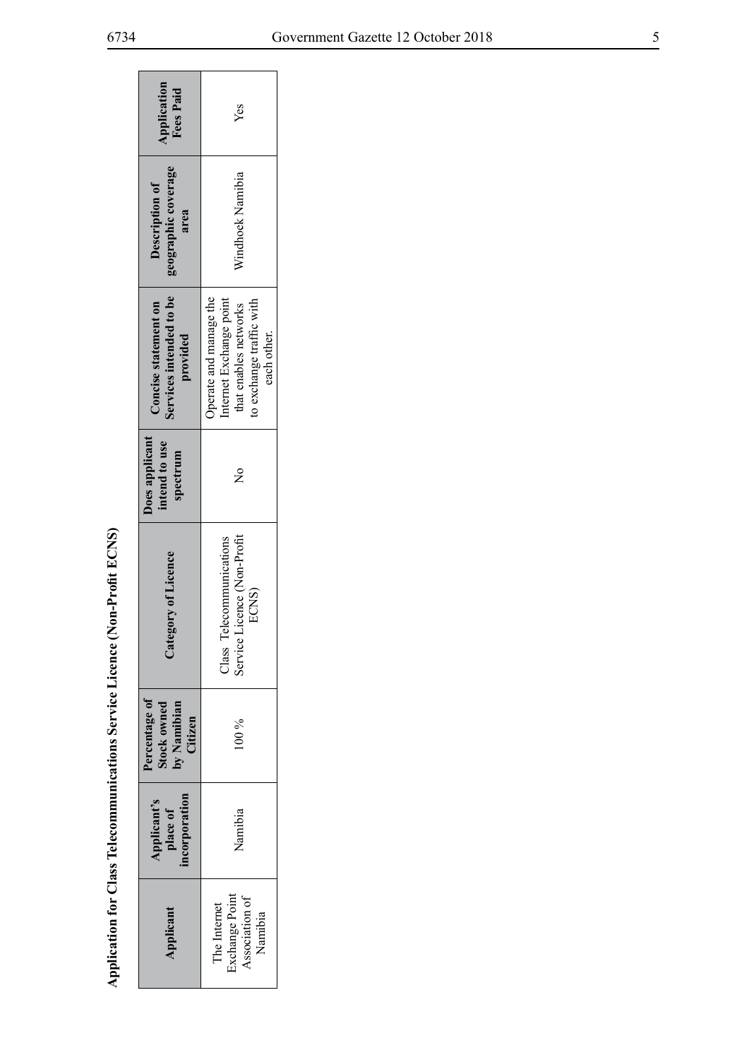**Application for Class Telecommunications Service Licence (Non-Profit ECNS)**

| Applicant | Applicant's place of incorporation | Percentage of Stock owned by Namibian Citizen | Category of Licence | Does applicant intend to use spectrum | Concise statement on Services intended to be provided | Description of geographic coverage area | Application Fees Paid |
|---|---|---|---|---|---|---|---|
| The Internet Exchange Point Association of Namibia | Namibia | 100 % | Class Telecommunications Service Licence (Non-Profit ECNS) | No | Operate and manage the Internet Exchange point that enables networks to exchange traffic with each other. | Windhoek Namibia | Yes |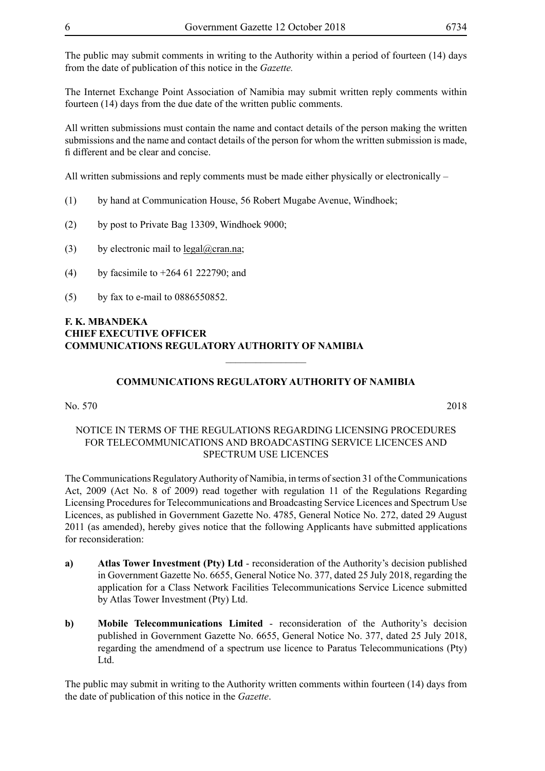The public may submit comments in writing to the Authority within a period of fourteen (14) days from the date of publication of this notice in the *Gazette.*

The Internet Exchange Point Association of Namibia may submit written reply comments within fourteen (14) days from the due date of the written public comments.

All written submissions must contain the name and contact details of the person making the written submissions and the name and contact details of the person for whom the written submission is made, fi different and be clear and concise.

All written submissions and reply comments must be made either physically or electronically –

(1) by hand at Communication House, 56 Robert Mugabe Avenue, Windhoek;

(2) by post to Private Bag 13309, Windhoek 9000;

(3) by electronic mail to legal@cran.na;

(4) by facsimile to +264 61 222790; and

(5) by fax to e-mail to 0886550852.

**F. K. MBANDEKA**
**CHIEF EXECUTIVE OFFICER**
**COMMUNICATIONS REGULATORY AUTHORITY OF NAMIBIA**

---

**COMMUNICATIONS REGULATORY AUTHORITY OF NAMIBIA**

No. 570 2018

NOTICE IN TERMS OF THE REGULATIONS REGARDING LICENSING PROCEDURES FOR TELECOMMUNICATIONS AND BROADCASTING SERVICE LICENCES AND SPECTRUM USE LICENCES

The Communications Regulatory Authority of Namibia, in terms of section 31 of the Communications Act, 2009 (Act No. 8 of 2009) read together with regulation 11 of the Regulations Regarding Licensing Procedures for Telecommunications and Broadcasting Service Licences and Spectrum Use Licences, as published in Government Gazette No. 4785, General Notice No. 272, dated 29 August 2011 (as amended), hereby gives notice that the following Applicants have submitted applications for reconsideration:

**a)** **Atlas Tower Investment (Pty) Ltd** - reconsideration of the Authority's decision published in Government Gazette No. 6655, General Notice No. 377, dated 25 July 2018, regarding the application for a Class Network Facilities Telecommunications Service Licence submitted by Atlas Tower Investment (Pty) Ltd.

**b)** **Mobile Telecommunications Limited** - reconsideration of the Authority's decision published in Government Gazette No. 6655, General Notice No. 377, dated 25 July 2018, regarding the amendmend of a spectrum use licence to Paratus Telecommunications (Pty) Ltd.

The public may submit in writing to the Authority written comments within fourteen (14) days from the date of publication of this notice in the *Gazette*.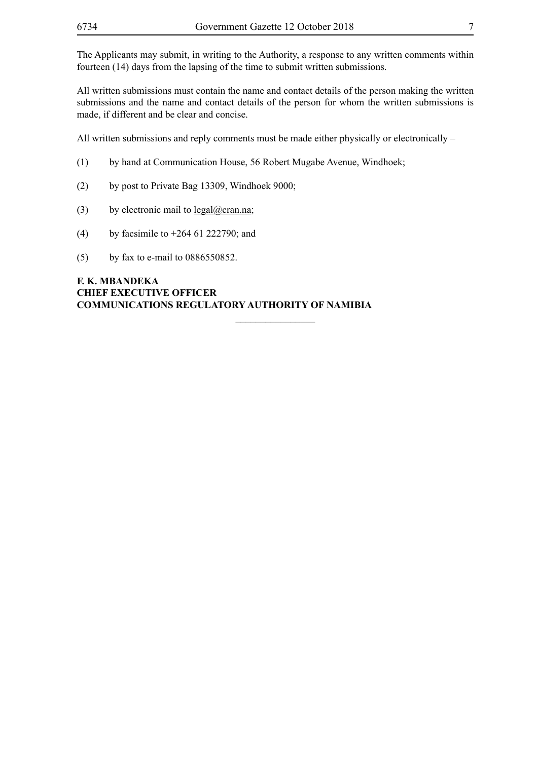The Applicants may submit, in writing to the Authority, a response to any written comments within fourteen (14) days from the lapsing of the time to submit written submissions.

All written submissions must contain the name and contact details of the person making the written submissions and the name and contact details of the person for whom the written submissions is made, if different and be clear and concise.

All written submissions and reply comments must be made either physically or electronically –

(1) by hand at Communication House, 56 Robert Mugabe Avenue, Windhoek;

(2) by post to Private Bag 13309, Windhoek 9000;

(3) by electronic mail to legal@cran.na;

(4) by facsimile to +264 61 222790; and

(5) by fax to e-mail to 0886550852.

**F. K. MBANDEKA**
**CHIEF EXECUTIVE OFFICER**
**COMMUNICATIONS REGULATORY AUTHORITY OF NAMIBIA**

________________